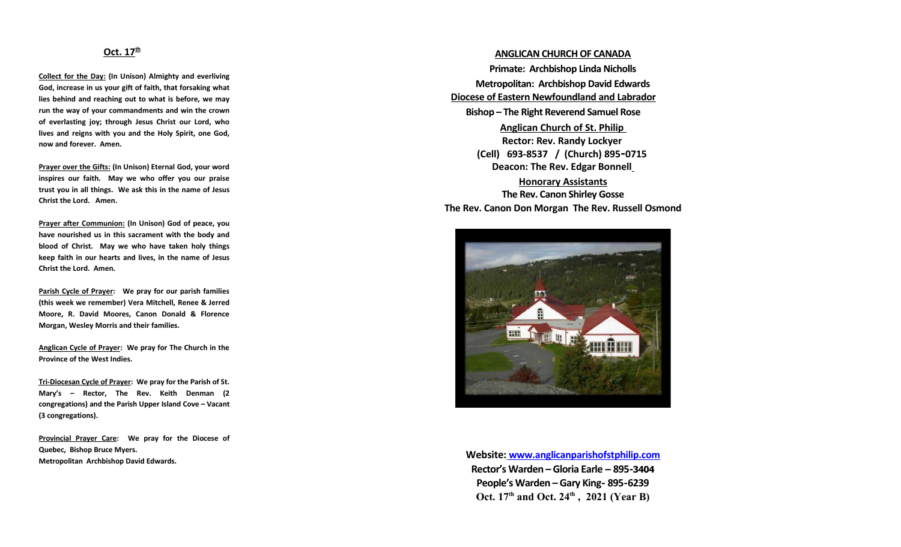## Oct. 17th

**Collect for the Day: (In Unison) Almighty and everliving God, increase in us your gift of faith, that forsaking what lies behind and reaching out to what is before, we may run the way of your commandments and win the crown of everlasting joy; through Jesus Christ our Lord, who lives and reigns with you and the Holy Spirit, one God, now and forever. Amen.**

**Prayer over the Gifts: (In Unison) Eternal God, your word inspires our faith. May we who offer you our praise trust you in all things. We ask this in the name of Jesus Christ the Lord. Amen.**

**Prayer after Communion: (In Unison) God of peace, you have nourished us in this sacrament with the body and blood of Christ. May we who have taken holy things keep faith in our hearts and lives, in the name of Jesus Christ the Lord. Amen.**

**Parish Cycle of Prayer: We pray for our parish families (this week we remember) Vera Mitchell, Renee & Jerred Moore, R. David Moores, Canon Donald & Florence Morgan, Wesley Morris and their families.**

**Anglican Cycle of Prayer: We pray for The Church in the Province of the West Indies.**

**Tri-Diocesan Cycle of Prayer: We pray for the Parish of St. Mary's – Rector, The Rev. Keith Denman (2 congregations) and the Parish Upper Island Cove – Vacant (3 congregations).**

**Provincial Prayer Care: We pray for the Diocese of Quebec, Bishop Bruce Myers.**
**Metropolitan Archbishop David Edwards.**

**ANGLICAN CHURCH OF CANADA**

**Primate: Archbishop Linda Nicholls**

**Metropolitan: Archbishop David Edwards**

**Diocese of Eastern Newfoundland and Labrador**

**Bishop – The Right Reverend Samuel Rose**

**Anglican Church of St. Philip**

**Rector: Rev. Randy Lockyer**

**(Cell) 693-8537 / (Church) 895-0715**

**Deacon: The Rev. Edgar Bonnell**

**Honorary Assistants**

**The Rev. Canon Shirley Gosse**

**The Rev. Canon Don Morgan The Rev. Russell Osmond**

**Website: www.anglicanparishofstphilip.com**

**Rector's Warden – Gloria Earle – 895-3404**

**People's Warden – Gary King- 895-6239**

**Oct. 17th and Oct. 24th , 2021 (Year B)**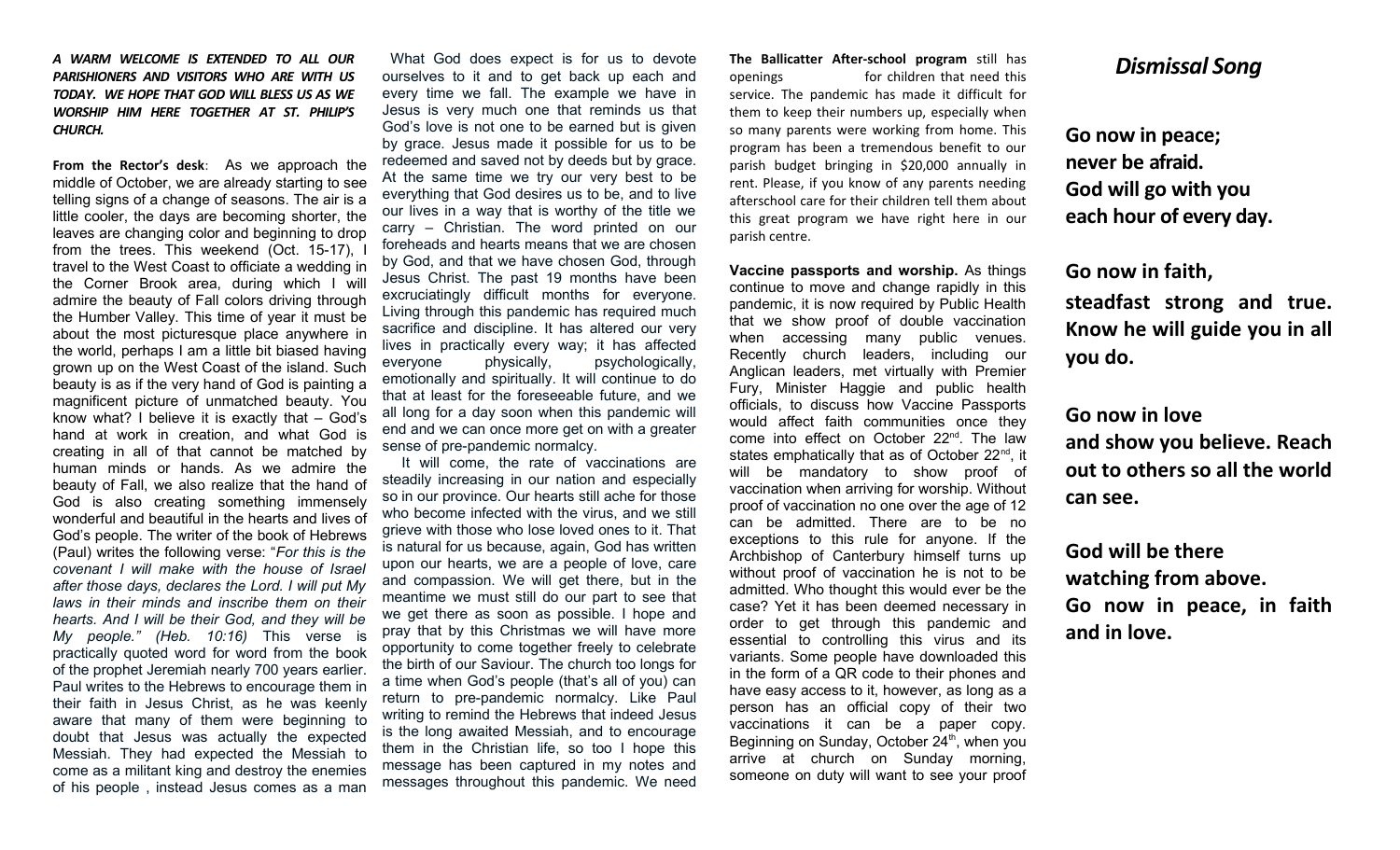***A WARM WELCOME IS EXTENDED TO ALL OUR PARISHIONERS AND VISITORS WHO ARE WITH US TODAY. WE HOPE THAT GOD WILL BLESS US AS WE WORSHIP HIM HERE TOGETHER AT ST. PHILIP'S CHURCH.***

**From the Rector's desk**: As we approach the middle of October, we are already starting to see telling signs of a change of seasons. The air is a little cooler, the days are becoming shorter, the leaves are changing color and beginning to drop from the trees. This weekend (Oct. 15-17), I travel to the West Coast to officiate a wedding in the Corner Brook area, during which I will admire the beauty of Fall colors driving through the Humber Valley. This time of year it must be about the most picturesque place anywhere in the world, perhaps I am a little bit biased having grown up on the West Coast of the island. Such beauty is as if the very hand of God is painting a magnificent picture of unmatched beauty. You know what? I believe it is exactly that – God's hand at work in creation, and what God is creating in all of that cannot be matched by human minds or hands. As we admire the beauty of Fall, we also realize that the hand of God is also creating something immensely wonderful and beautiful in the hearts and lives of God's people. The writer of the book of Hebrews (Paul) writes the following verse: "*For this is the covenant I will make with the house of Israel after those days, declares the Lord. I will put My laws in their minds and inscribe them on their hearts. And I will be their God, and they will be My people." (Heb. 10:16)* This verse is practically quoted word for word from the book of the prophet Jeremiah nearly 700 years earlier. Paul writes to the Hebrews to encourage them in their faith in Jesus Christ, as he was keenly aware that many of them were beginning to doubt that Jesus was actually the expected Messiah. They had expected the Messiah to come as a militant king and destroy the enemies of his people , instead Jesus comes as a man What God does expect is for us to devote ourselves to it and to get back up each and every time we fall. The example we have in Jesus is very much one that reminds us that God's love is not one to be earned but is given by grace. Jesus made it possible for us to be redeemed and saved not by deeds but by grace. At the same time we try our very best to be everything that God desires us to be, and to live our lives in a way that is worthy of the title we carry – Christian. The word printed on our foreheads and hearts means that we are chosen by God, and that we have chosen God, through Jesus Christ. The past 19 months have been excruciatingly difficult months for everyone. Living through this pandemic has required much sacrifice and discipline. It has altered our very lives in practically every way; it has affected everyone physically, psychologically, emotionally and spiritually. It will continue to do that at least for the foreseeable future, and we all long for a day soon when this pandemic will end and we can once more get on with a greater sense of pre-pandemic normalcy.

It will come, the rate of vaccinations are steadily increasing in our nation and especially so in our province. Our hearts still ache for those who become infected with the virus, and we still grieve with those who lose loved ones to it. That is natural for us because, again, God has written upon our hearts, we are a people of love, care and compassion. We will get there, but in the meantime we must still do our part to see that we get there as soon as possible. I hope and pray that by this Christmas we will have more opportunity to come together freely to celebrate the birth of our Saviour. The church too longs for a time when God's people (that's all of you) can return to pre-pandemic normalcy. Like Paul writing to remind the Hebrews that indeed Jesus is the long awaited Messiah, and to encourage them in the Christian life, so too I hope this message has been captured in my notes and messages throughout this pandemic. We need

**The Ballicatter After-school program** still has openings for children that need this service. The pandemic has made it difficult for them to keep their numbers up, especially when so many parents were working from home. This program has been a tremendous benefit to our parish budget bringing in $20,000 annually in rent. Please, if you know of any parents needing afterschool care for their children tell them about this great program we have right here in our parish centre.

**Vaccine passports and worship.** As things continue to move and change rapidly in this pandemic, it is now required by Public Health that we show proof of double vaccination when accessing many public venues. Recently church leaders, including our Anglican leaders, met virtually with Premier Fury, Minister Haggie and public health officials, to discuss how Vaccine Passports would affect faith communities once they come into effect on October 22nd. The law states emphatically that as of October 22nd, it will be mandatory to show proof of vaccination when arriving for worship. Without proof of vaccination no one over the age of 12 can be admitted. There are to be no exceptions to this rule for anyone. If the Archbishop of Canterbury himself turns up without proof of vaccination he is not to be admitted. Who thought this would ever be the case? Yet it has been deemed necessary in order to get through this pandemic and essential to controlling this virus and its variants. Some people have downloaded this in the form of a QR code to their phones and have easy access to it, however, as long as a person has an official copy of their two vaccinations it can be a paper copy. Beginning on Sunday, October 24th, when you arrive at church on Sunday morning, someone on duty will want to see your proof

## *Dismissal Song*

**Go now in peace;**
**never be afraid.**
**God will go with you**
**each hour of every day.**

**Go now in faith,**
**steadfast strong and true. Know he will guide you in all you do.**

**Go now in love**
**and show you believe. Reach out to others so all the world can see.**

**God will be there**
**watching from above.**
**Go now in peace, in faith and in love.**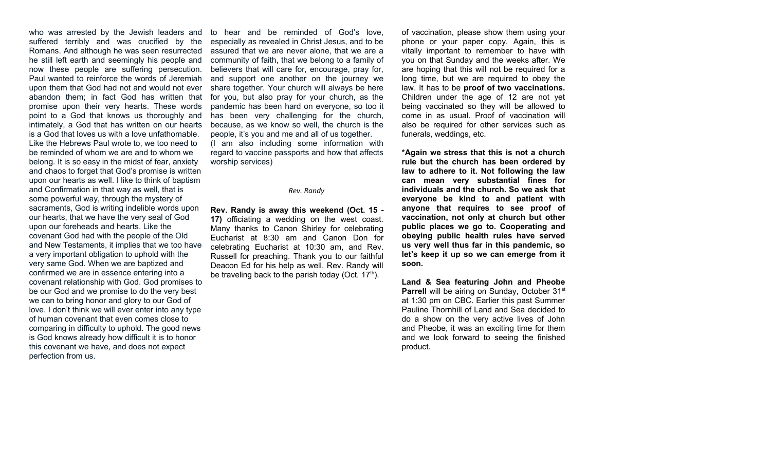who was arrested by the Jewish leaders and suffered terribly and was crucified by the Romans. And although he was seen resurrected he still left earth and seemingly his people and now these people are suffering persecution. Paul wanted to reinforce the words of Jeremiah upon them that God had not and would not ever abandon them; in fact God has written that promise upon their very hearts. These words point to a God that knows us thoroughly and intimately, a God that has written on our hearts is a God that loves us with a love unfathomable. Like the Hebrews Paul wrote to, we too need to be reminded of whom we are and to whom we belong. It is so easy in the midst of fear, anxiety and chaos to forget that God's promise is written upon our hearts as well. I like to think of baptism and Confirmation in that way as well, that is some powerful way, through the mystery of sacraments, God is writing indelible words upon our hearts, that we have the very seal of God upon our foreheads and hearts. Like the covenant God had with the people of the Old and New Testaments, it implies that we too have a very important obligation to uphold with the very same God. When we are baptized and confirmed we are in essence entering into a covenant relationship with God. God promises to be our God and we promise to do the very best we can to bring honor and glory to our God of love. I don't think we will ever enter into any type of human covenant that even comes close to comparing in difficulty to uphold. The good news is God knows already how difficult it is to honor this covenant we have, and does not expect perfection from us.

to hear and be reminded of God's love, especially as revealed in Christ Jesus, and to be assured that we are never alone, that we are a community of faith, that we belong to a family of believers that will care for, encourage, pray for, and support one another on the journey we share together. Your church will always be here for you, but also pray for your church, as the pandemic has been hard on everyone, so too it has been very challenging for the church, because, as we know so well, the church is the people, it's you and me and all of us together.

(I am also including some information with regard to vaccine passports and how that affects worship services)

*Rev. Randy*

**Rev. Randy is away this weekend (Oct. 15 - 17)** officiating a wedding on the west coast. Many thanks to Canon Shirley for celebrating Eucharist at 8:30 am and Canon Don for celebrating Eucharist at 10:30 am, and Rev. Russell for preaching. Thank you to our faithful Deacon Ed for his help as well. Rev. Randy will be traveling back to the parish today (Oct. 17th).

of vaccination, please show them using your phone or your paper copy. Again, this is vitally important to remember to have with you on that Sunday and the weeks after. We are hoping that this will not be required for a long time, but we are required to obey the law. It has to be **proof of two vaccinations.** Children under the age of 12 are not yet being vaccinated so they will be allowed to come in as usual. Proof of vaccination will also be required for other services such as funerals, weddings, etc.

**\*Again we stress that this is not a church rule but the church has been ordered by law to adhere to it. Not following the law can mean very substantial fines for individuals and the church. So we ask that everyone be kind to and patient with anyone that requires to see proof of vaccination, not only at church but other public places we go to. Cooperating and obeying public health rules have served us very well thus far in this pandemic, so let's keep it up so we can emerge from it soon.**

**Land & Sea featuring John and Pheobe Parrell** will be airing on Sunday, October 31st at 1:30 pm on CBC. Earlier this past Summer Pauline Thornhill of Land and Sea decided to do a show on the very active lives of John and Pheobe, it was an exciting time for them and we look forward to seeing the finished product.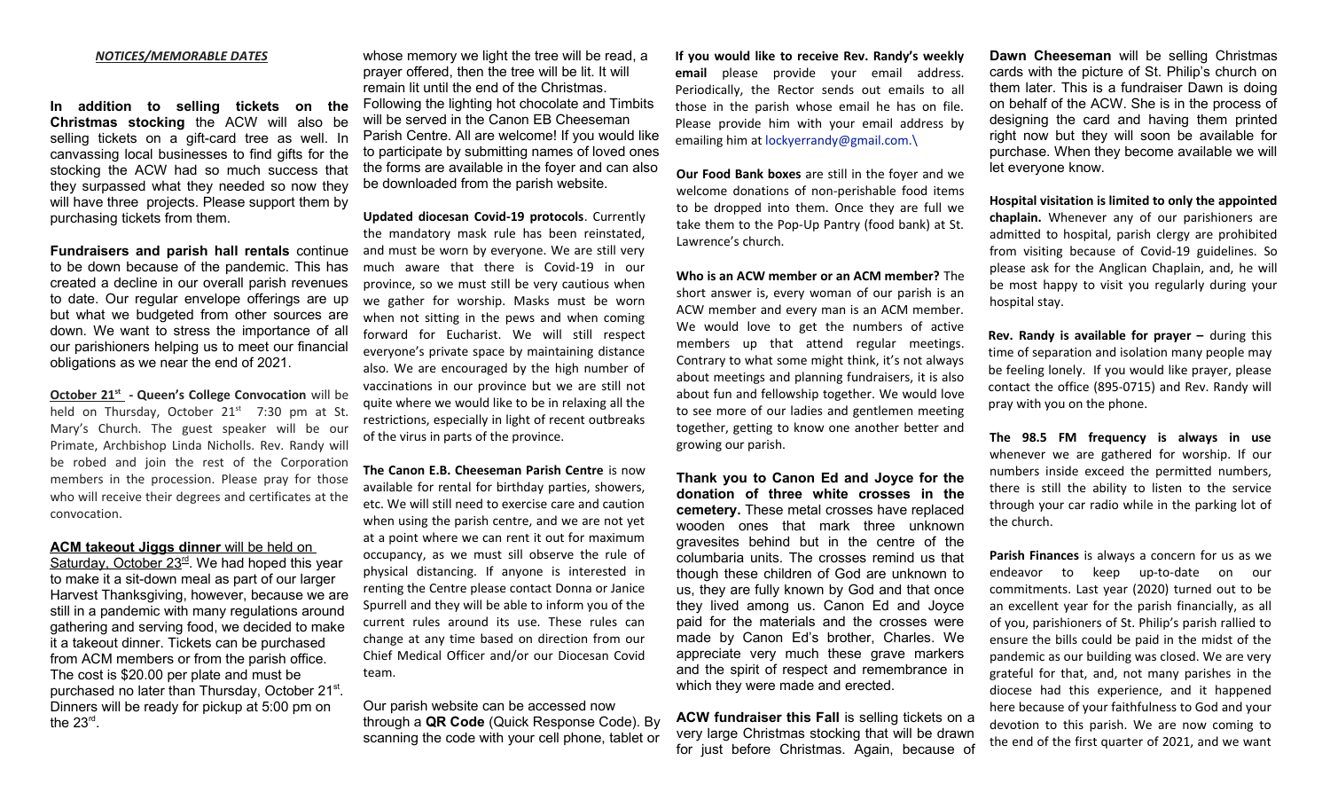***NOTICES/MEMORABLE DATES***

**In addition to selling tickets on the Christmas stocking** the ACW will also be selling tickets on a gift-card tree as well. In canvassing local businesses to find gifts for the stocking the ACW had so much success that they surpassed what they needed so now they will have three projects. Please support them by purchasing tickets from them.

**Fundraisers and parish hall rentals** continue to be down because of the pandemic. This has created a decline in our overall parish revenues to date. Our regular envelope offerings are up but what we budgeted from other sources are down. We want to stress the importance of all our parishioners helping us to meet our financial obligations as we near the end of 2021.

**October 21st - Queen's College Convocation** will be held on Thursday, October 21st 7:30 pm at St. Mary's Church. The guest speaker will be our Primate, Archbishop Linda Nicholls. Rev. Randy will be robed and join the rest of the Corporation members in the procession. Please pray for those who will receive their degrees and certificates at the convocation.

**ACM takeout Jiggs dinner** will be held on Saturday, October 23rd. We had hoped this year to make it a sit-down meal as part of our larger Harvest Thanksgiving, however, because we are still in a pandemic with many regulations around gathering and serving food, we decided to make it a takeout dinner. Tickets can be purchased from ACM members or from the parish office. The cost is $20.00 per plate and must be purchased no later than Thursday, October 21st. Dinners will be ready for pickup at 5:00 pm on the 23rd.

whose memory we light the tree will be read, a prayer offered, then the tree will be lit. It will remain lit until the end of the Christmas. Following the lighting hot chocolate and Timbits will be served in the Canon EB Cheeseman Parish Centre. All are welcome! If you would like to participate by submitting names of loved ones the forms are available in the foyer and can also be downloaded from the parish website.

**Updated diocesan Covid-19 protocols**. Currently the mandatory mask rule has been reinstated, and must be worn by everyone. We are still very much aware that there is Covid-19 in our province, so we must still be very cautious when we gather for worship. Masks must be worn when not sitting in the pews and when coming forward for Eucharist. We will still respect everyone's private space by maintaining distance also. We are encouraged by the high number of vaccinations in our province but we are still not quite where we would like to be in relaxing all the restrictions, especially in light of recent outbreaks of the virus in parts of the province.

**The Canon E.B. Cheeseman Parish Centre** is now available for rental for birthday parties, showers, etc. We will still need to exercise care and caution when using the parish centre, and we are not yet at a point where we can rent it out for maximum occupancy, as we must still observe the rule of physical distancing. If anyone is interested in renting the Centre please contact Donna or Janice Spurrell and they will be able to inform you of the current rules around its use. These rules can change at any time based on direction from our Chief Medical Officer and/or our Diocesan Covid team.

Our parish website can be accessed now through a **QR Code** (Quick Response Code). By scanning the code with your cell phone, tablet or

**If you would like to receive Rev. Randy's weekly email** please provide your email address. Periodically, the Rector sends out emails to all those in the parish whose email he has on file. Please provide him with your email address by emailing him at lockyerrandy@gmail.com.\

**Our Food Bank boxes** are still in the foyer and we welcome donations of non-perishable food items to be dropped into them. Once they are full we take them to the Pop-Up Pantry (food bank) at St. Lawrence's church.

**Who is an ACW member or an ACM member?** The short answer is, every woman of our parish is an ACW member and every man is an ACM member. We would love to get the numbers of active members up that attend regular meetings. Contrary to what some might think, it's not always about meetings and planning fundraisers, it is also about fun and fellowship together. We would love to see more of our ladies and gentlemen meeting together, getting to know one another better and growing our parish.

**Thank you to Canon Ed and Joyce for the donation of three white crosses in the cemetery.** These metal crosses have replaced wooden ones that mark three unknown gravesites behind but in the centre of the columbaria units. The crosses remind us that though these children of God are unknown to us, they are fully known by God and that once they lived among us. Canon Ed and Joyce paid for the materials and the crosses were made by Canon Ed's brother, Charles. We appreciate very much these grave markers and the spirit of respect and remembrance in which they were made and erected.

**ACW fundraiser this Fall** is selling tickets on a very large Christmas stocking that will be drawn for just before Christmas. Again, because of

**Dawn Cheeseman** will be selling Christmas cards with the picture of St. Philip's church on them later. This is a fundraiser Dawn is doing on behalf of the ACW. She is in the process of designing the card and having them printed right now but they will soon be available for purchase. When they become available we will let everyone know.

**Hospital visitation is limited to only the appointed chaplain.** Whenever any of our parishioners are admitted to hospital, parish clergy are prohibited from visiting because of Covid-19 guidelines. So please ask for the Anglican Chaplain, and, he will be most happy to visit you regularly during your hospital stay.

**Rev. Randy is available for prayer –** during this time of separation and isolation many people may be feeling lonely. If you would like prayer, please contact the office (895-0715) and Rev. Randy will pray with you on the phone.

**The 98.5 FM frequency is always in use** whenever we are gathered for worship. If our numbers inside exceed the permitted numbers, there is still the ability to listen to the service through your car radio while in the parking lot of the church.

**Parish Finances** is always a concern for us as we endeavor to keep up-to-date on our commitments. Last year (2020) turned out to be an excellent year for the parish financially, as all of you, parishioners of St. Philip's parish rallied to ensure the bills could be paid in the midst of the pandemic as our building was closed. We are very grateful for that, and, not many parishes in the diocese had this experience, and it happened here because of your faithfulness to God and your devotion to this parish. We are now coming to the end of the first quarter of 2021, and we want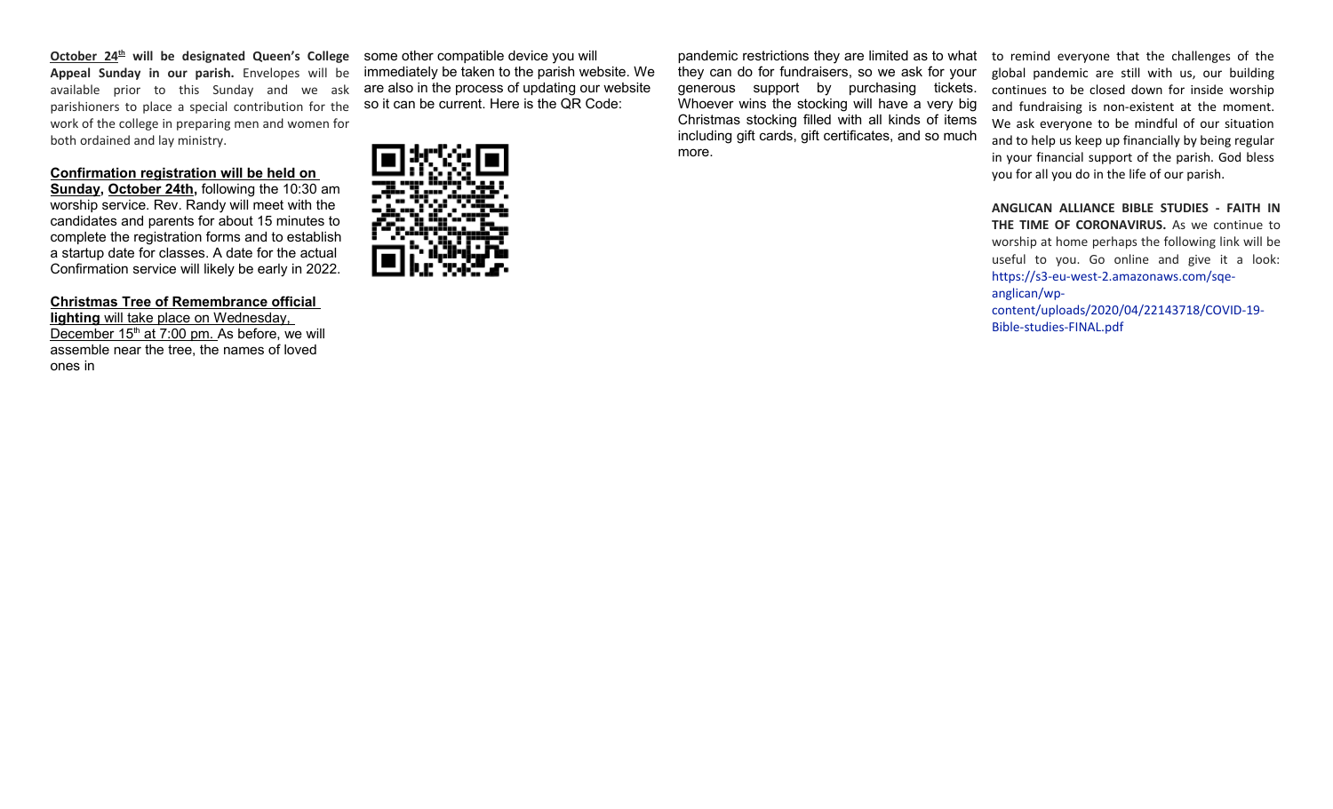**October 24th will be designated Queen's College Appeal Sunday in our parish.** Envelopes will be available prior to this Sunday and we ask parishioners to place a special contribution for the work of the college in preparing men and women for both ordained and lay ministry.

**Confirmation registration will be held on Sunday, October 24th,** following the 10:30 am worship service. Rev. Randy will meet with the candidates and parents for about 15 minutes to complete the registration forms and to establish a startup date for classes. A date for the actual Confirmation service will likely be early in 2022.

**Christmas Tree of Remembrance official lighting** will take place on Wednesday, December 15th at 7:00 pm. As before, we will assemble near the tree, the names of loved ones in

some other compatible device you will immediately be taken to the parish website. We are also in the process of updating our website so it can be current. Here is the QR Code:

pandemic restrictions they are limited as to what they can do for fundraisers, so we ask for your generous support by purchasing tickets. Whoever wins the stocking will have a very big Christmas stocking filled with all kinds of items including gift cards, gift certificates, and so much more.

to remind everyone that the challenges of the global pandemic are still with us, our building continues to be closed down for inside worship and fundraising is non-existent at the moment. We ask everyone to be mindful of our situation and to help us keep up financially by being regular in your financial support of the parish. God bless you for all you do in the life of our parish.

**ANGLICAN ALLIANCE BIBLE STUDIES - FAITH IN THE TIME OF CORONAVIRUS.** As we continue to worship at home perhaps the following link will be useful to you. Go online and give it a look: https://s3-eu-west-2.amazonaws.com/sqe-anglican/wp-content/uploads/2020/04/22143718/COVID-19-Bible-studies-FINAL.pdf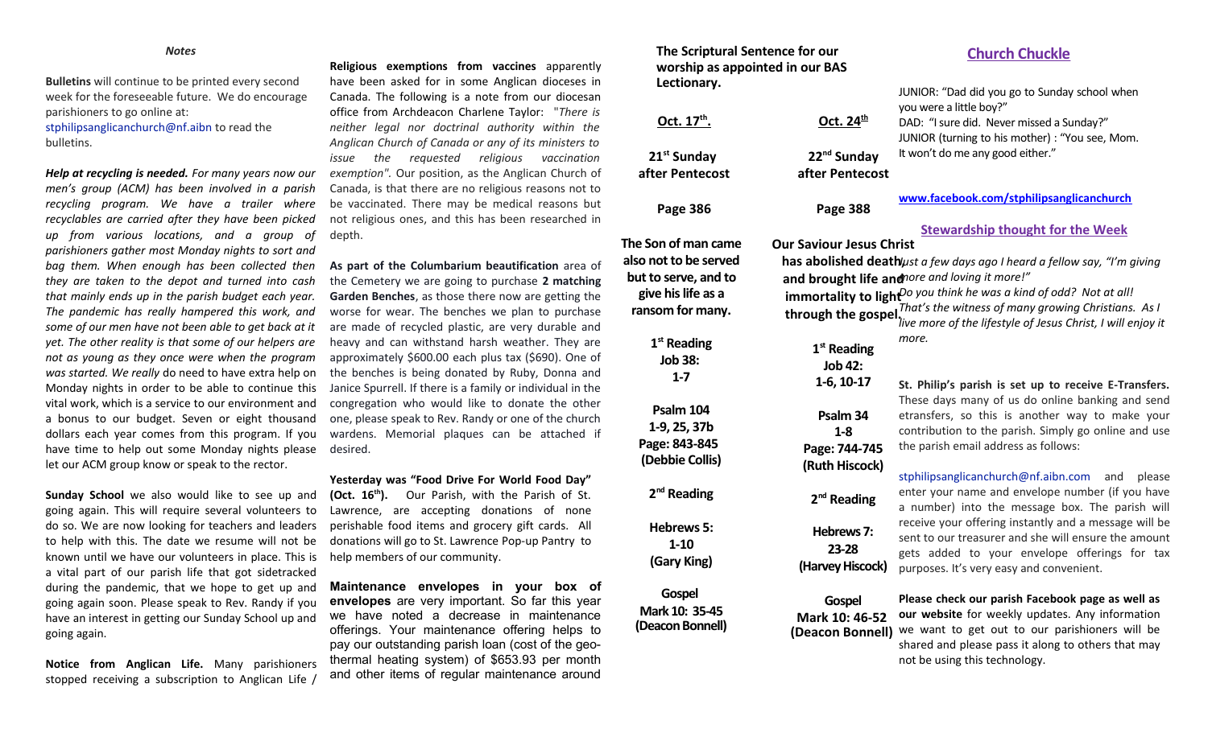*Notes*

**Bulletins** will continue to be printed every second week for the foreseeable future. We do encourage parishioners to go online at: stphilipsanglicanchurch@nf.aibn to read the bulletins.

***Help at recycling is needed.*** *For many years now our men's group (ACM) has been involved in a parish recycling program. We have a trailer where recyclables are carried after they have been picked up from various locations, and a group of parishioners gather most Monday nights to sort and bag them. When enough has been collected then they are taken to the depot and turned into cash that mainly ends up in the parish budget each year. The pandemic has really hampered this work, and some of our men have not been able to get back at it yet. The other reality is that some of our helpers are not as young as they once were when the program was started. We really* do need to have extra help on Monday nights in order to be able to continue this vital work, which is a service to our environment and a bonus to our budget. Seven or eight thousand dollars each year comes from this program. If you have time to help out some Monday nights please let our ACM group know or speak to the rector.

**Sunday School** we also would like to see up and going again. This will require several volunteers to do so. We are now looking for teachers and leaders to help with this. The date we resume will not be known until we have our volunteers in place. This is a vital part of our parish life that got sidetracked during the pandemic, that we hope to get up and going again soon. Please speak to Rev. Randy if you have an interest in getting our Sunday School up and going again.

**Notice from Anglican Life.** Many parishioners stopped receiving a subscription to Anglican Life /

**Religious exemptions from vaccines** apparently have been asked for in some Anglican dioceses in Canada. The following is a note from our diocesan office from Archdeacon Charlene Taylor: "*There is neither legal nor doctrinal authority within the Anglican Church of Canada or any of its ministers to issue the requested religious vaccination exemption".* Our position, as the Anglican Church of Canada, is that there are no religious reasons not to be vaccinated. There may be medical reasons but not religious ones, and this has been researched in depth.

**As part of the Columbarium beautification** area of the Cemetery we are going to purchase **2 matching Garden Benches**, as those there now are getting the worse for wear. The benches we plan to purchase are made of recycled plastic, are very durable and heavy and can withstand harsh weather. They are approximately $600.00 each plus tax ($690). One of the benches is being donated by Ruby, Donna and Janice Spurrell. If there is a family or individual in the congregation who would like to donate the other one, please speak to Rev. Randy or one of the church wardens. Memorial plaques can be attached if desired.

**Yesterday was "Food Drive For World Food Day" (Oct. 16th).** Our Parish, with the Parish of St. Lawrence, are accepting donations of none perishable food items and grocery gift cards. All donations will go to St. Lawrence Pop-up Pantry to help members of our community.

**Maintenance envelopes in your box of envelopes** are very important. So far this year we have noted a decrease in maintenance offerings. Your maintenance offering helps to pay our outstanding parish loan (cost of the geo-thermal heating system) of $653.93 per month and other items of regular maintenance around

**The Scriptural Sentence for our worship as appointed in our BAS Lectionary.**

| **Oct. 17th.** | **Oct. 24th** |
|---|---|
| **21st Sunday after Pentecost** | **22nd Sunday after Pentecost** |
| **Page 386** | **Page 388** |
| **The Son of man came also not to be served but to serve, and to give his life as a ransom for many.** | **Our Saviour Jesus Christ has abolished death and brought life and immortality to light through the gospel.** |
| **1st Reading Job 38: 1-7** | **1st Reading Job 42: 1-6, 10-17** |
| **Psalm 104 1-9, 25, 37b Page: 843-845 (Debbie Collis)** | **Psalm 34 1-8 Page: 744-745 (Ruth Hiscock)** |
| **2nd Reading Hebrews 5: 1-10 (Gary King)** | **2nd Reading Hebrews 7: 23-28 (Harvey Hiscock)** |
| **Gospel Mark 10: 35-45 (Deacon Bonnell)** | **Gospel Mark 10: 46-52 (Deacon Bonnell)** |

## Church Chuckle

JUNIOR: "Dad did you go to Sunday school when you were a little boy?"
DAD: "I sure did. Never missed a Sunday?"
JUNIOR (turning to his mother) : "You see, Mom. It won't do me any good either."

**www.facebook.com/stphilipsanglicanchurch**

## Stewardship thought for the Week

*Just a few days ago I heard a fellow say, "I'm giving more and loving it more!" Do you think he was a kind of odd? Not at all! That's the witness of many growing Christians. As I live more of the lifestyle of Jesus Christ, I will enjoy it more.*

**St. Philip's parish is set up to receive E-Transfers.** These days many of us do online banking and send etransfers, so this is another way to make your contribution to the parish. Simply go online and use the parish email address as follows:

stphilipsanglicanchurch@nf.aibn.com and please enter your name and envelope number (if you have a number) into the message box. The parish will receive your offering instantly and a message will be sent to our treasurer and she will ensure the amount gets added to your envelope offerings for tax purposes. It's very easy and convenient.

**Please check our parish Facebook page as well as our website** for weekly updates. Any information we want to get out to our parishioners will be shared and please pass it along to others that may not be using this technology.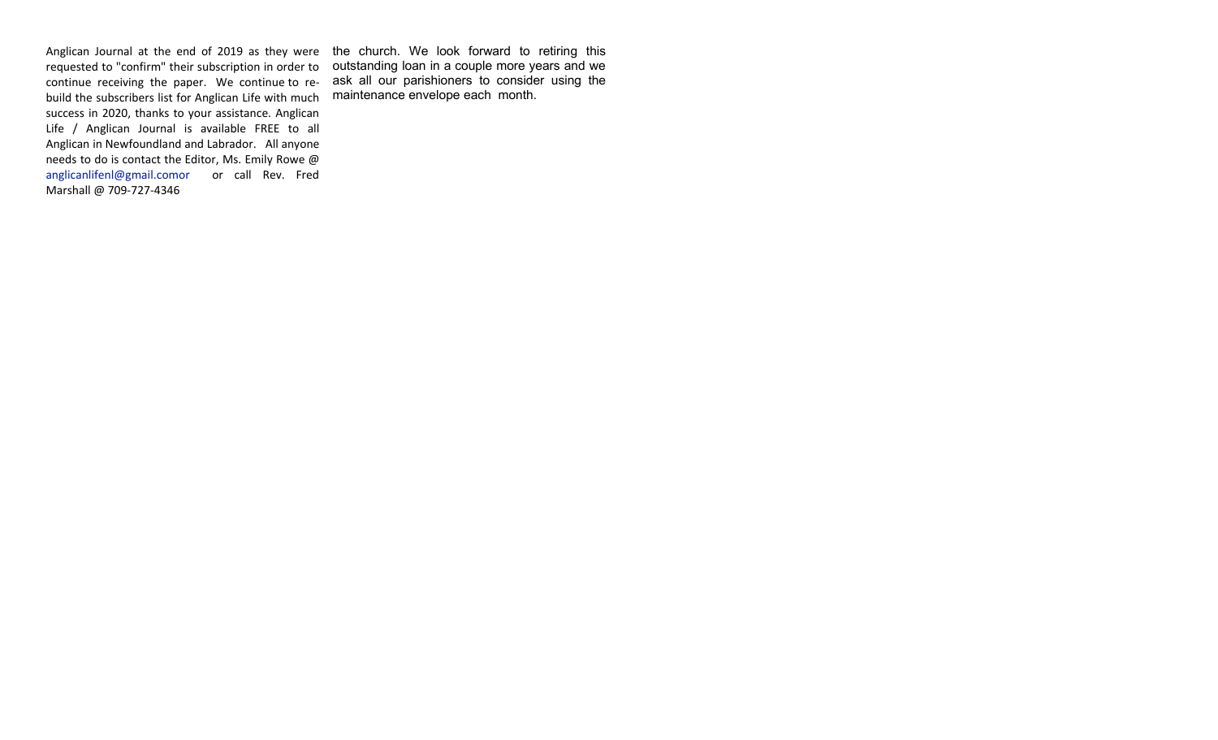Anglican Journal at the end of 2019 as they were requested to "confirm" their subscription in order to continue receiving the paper. We continue to re-build the subscribers list for Anglican Life with much success in 2020, thanks to your assistance. Anglican Life / Anglican Journal is available FREE to all Anglican in Newfoundland and Labrador. All anyone needs to do is contact the Editor, Ms. Emily Rowe @ anglicanlifenl@gmail.comor or call Rev. Fred Marshall @ 709-727-4346

the church. We look forward to retiring this outstanding loan in a couple more years and we ask all our parishioners to consider using the maintenance envelope each month.